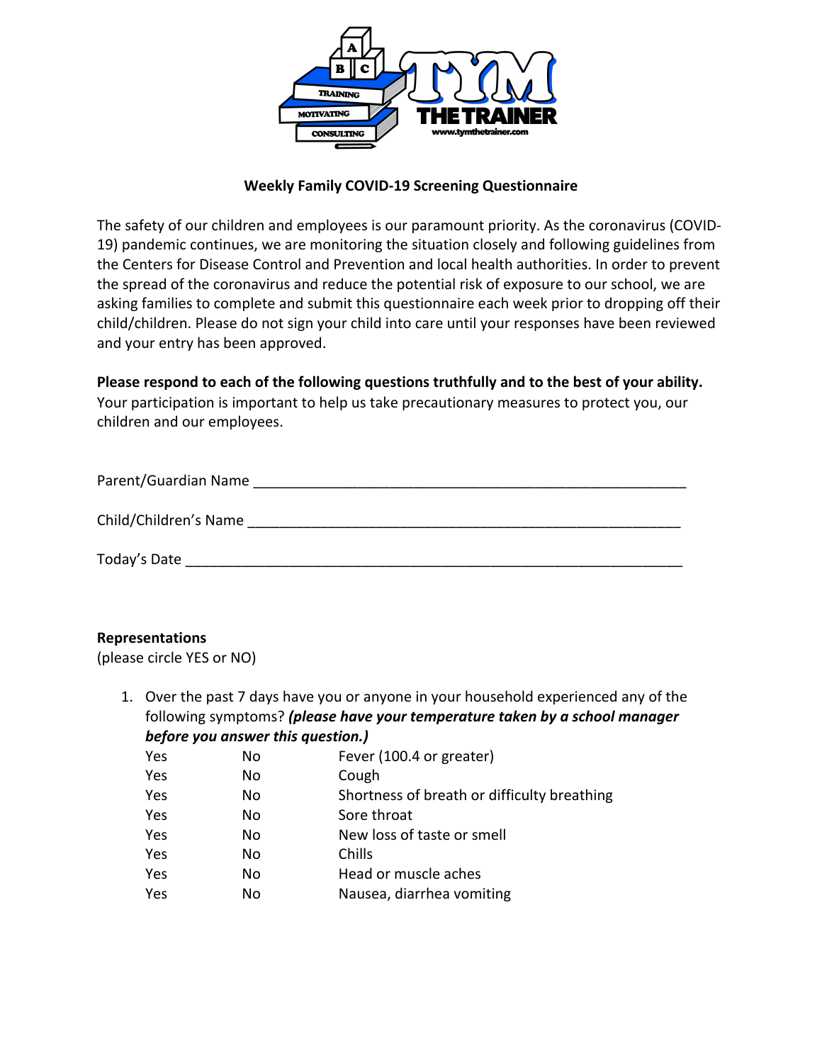**Weekly Family COVID-19 Screening Questionnaire**

The safety of our children and employees is our paramount priority. As the coronavirus (COVID-19) pandemic continues, we are monitoring the situation closely and following guidelines from the Centers for Disease Control and Prevention and local health authorities. In order to prevent the spread of the coronavirus and reduce the potential risk of exposure to our school, we are asking families to complete and submit this questionnaire each week prior to dropping off their child/children. Please do not sign your child into care until your responses have been reviewed and your entry has been approved.

**Please respond to each of the following questions truthfully and to the best of your ability.** Your participation is important to help us take precautionary measures to protect you, our children and our employees.

Parent/Guardian Name ________________________________________________________

Child/Children's Name ________________________________________________________

Today's Date ______________________________________________________________

**Representations**
(please circle YES or NO)

1. Over the past 7 days have you or anyone in your household experienced any of the following symptoms? ***(please have your temperature taken by a school manager before you answer this question.)***

| | | |
|---|---|---|
| Yes | No | Fever (100.4 or greater) |
| Yes | No | Cough |
| Yes | No | Shortness of breath or difficulty breathing |
| Yes | No | Sore throat |
| Yes | No | New loss of taste or smell |
| Yes | No | Chills |
| Yes | No | Head or muscle aches |
| Yes | No | Nausea, diarrhea vomiting |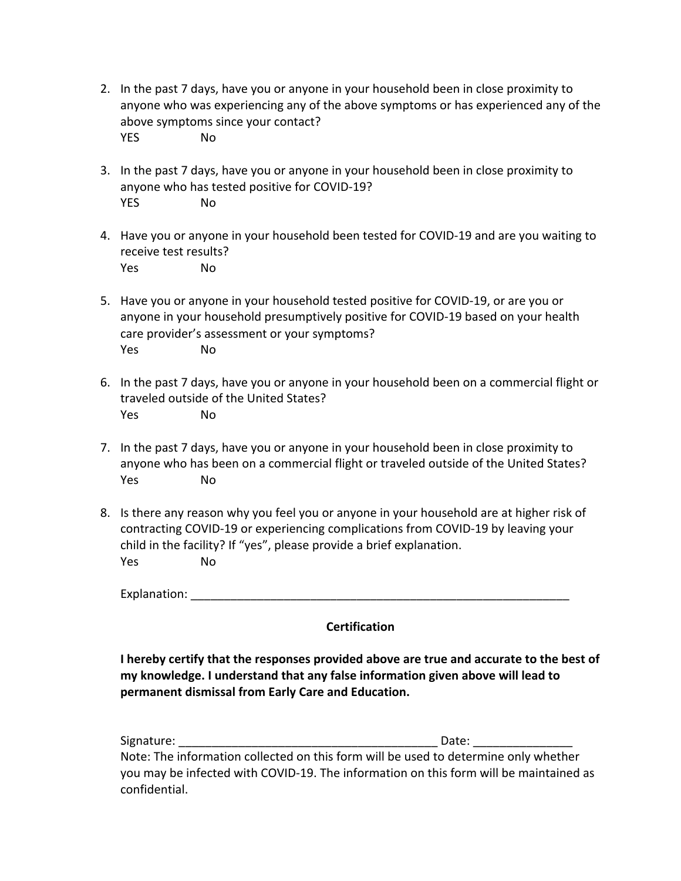2. In the past 7 days, have you or anyone in your household been in close proximity to anyone who was experiencing any of the above symptoms or has experienced any of the above symptoms since your contact?
   YES No

3. In the past 7 days, have you or anyone in your household been in close proximity to anyone who has tested positive for COVID-19?
   YES No

4. Have you or anyone in your household been tested for COVID-19 and are you waiting to receive test results?
   Yes No

5. Have you or anyone in your household tested positive for COVID-19, or are you or anyone in your household presumptively positive for COVID-19 based on your health care provider's assessment or your symptoms?
   Yes No

6. In the past 7 days, have you or anyone in your household been on a commercial flight or traveled outside of the United States?
   Yes No

7. In the past 7 days, have you or anyone in your household been in close proximity to anyone who has been on a commercial flight or traveled outside of the United States?
   Yes No

8. Is there any reason why you feel you or anyone in your household are at higher risk of contracting COVID-19 or experiencing complications from COVID-19 by leaving your child in the facility? If "yes", please provide a brief explanation.
   Yes No

   Explanation: ___________________________________________________________

**Certification**

**I hereby certify that the responses provided above are true and accurate to the best of my knowledge. I understand that any false information given above will lead to permanent dismissal from Early Care and Education.**

Signature: _______________________________________ Date: _______________

Note: The information collected on this form will be used to determine only whether you may be infected with COVID-19. The information on this form will be maintained as confidential.